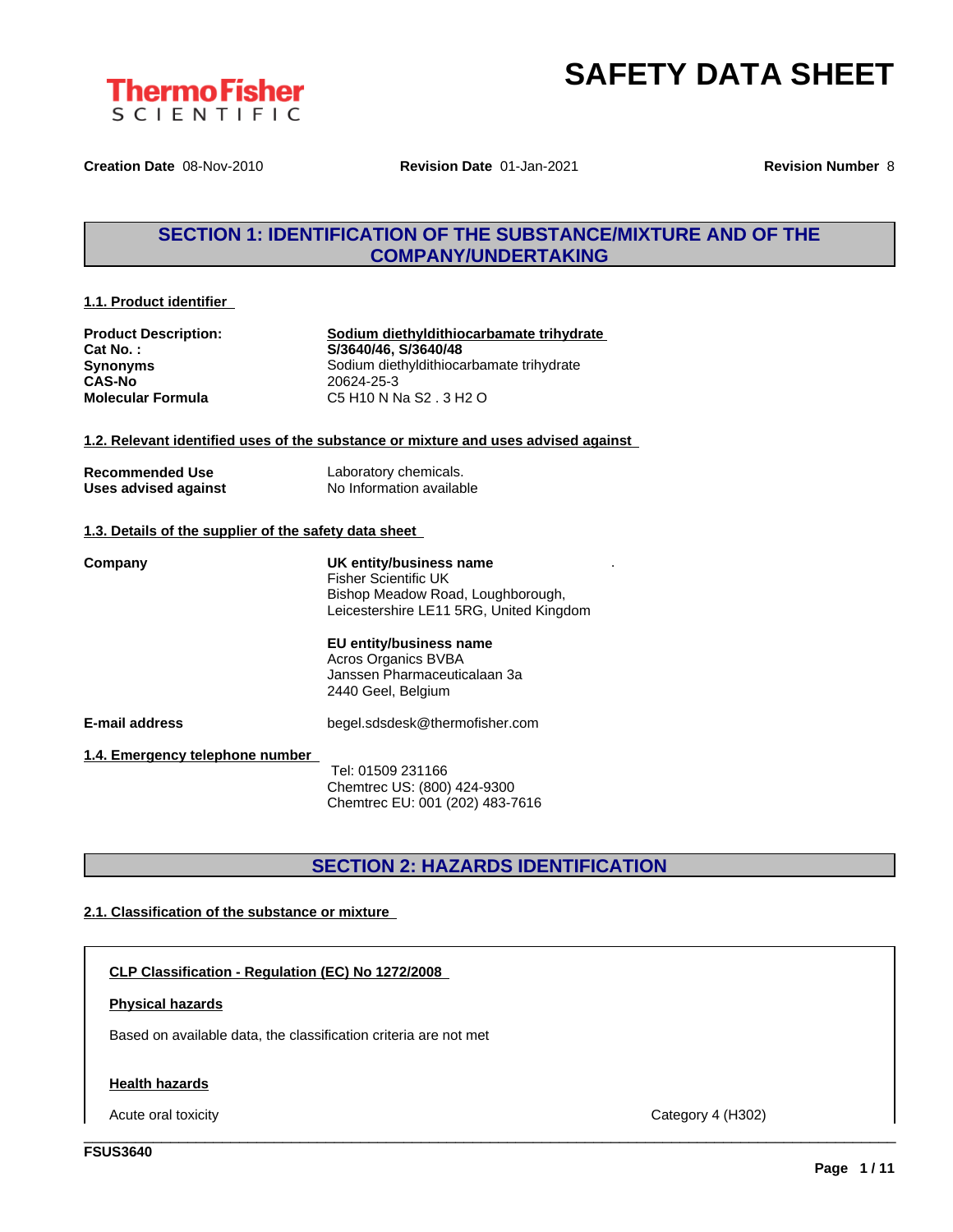# SAFETY DATA SHEET

**Creation Date** 08-Nov-2010 **Revision Date** 01-Jan-2021 **Revision Number** 8

## SECTION 1: IDENTIFICATION OF THE SUBSTANCE/MIXTURE AND OF THE COMPANY/UNDERTAKING

### 1.1. Product identifier

| | |
|---|---|
| **Product Description:** | **Sodium diethyldithiocarbamate trihydrate** |
| **Cat No. :** | **S/3640/46, S/3640/48** |
| **Synonyms** | Sodium diethyldithiocarbamate trihydrate |
| **CAS-No** | 20624-25-3 |
| **Molecular Formula** | C5 H10 N Na S2 . 3 H2 O |

### 1.2. Relevant identified uses of the substance or mixture and uses advised against

| | |
|---|---|
| **Recommended Use** | Laboratory chemicals. |
| **Uses advised against** | No Information available |

### 1.3. Details of the supplier of the safety data sheet

**Company**

**UK entity/business name**
Fisher Scientific UK
Bishop Meadow Road, Loughborough,
Leicestershire LE11 5RG, United Kingdom

**EU entity/business name**
Acros Organics BVBA
Janssen Pharmaceuticalaan 3a
2440 Geel, Belgium

**E-mail address** begel.sdsdesk@thermofisher.com

### 1.4. Emergency telephone number

Tel: 01509 231166
Chemtrec US: (800) 424-9300
Chemtrec EU: 001 (202) 483-7616

## SECTION 2: HAZARDS IDENTIFICATION

### 2.1. Classification of the substance or mixture

**CLP Classification - Regulation (EC) No 1272/2008**

**Physical hazards**

Based on available data, the classification criteria are not met

**Health hazards**

| | |
|---|---|
| Acute oral toxicity | Category 4 (H302) |

FSUS3640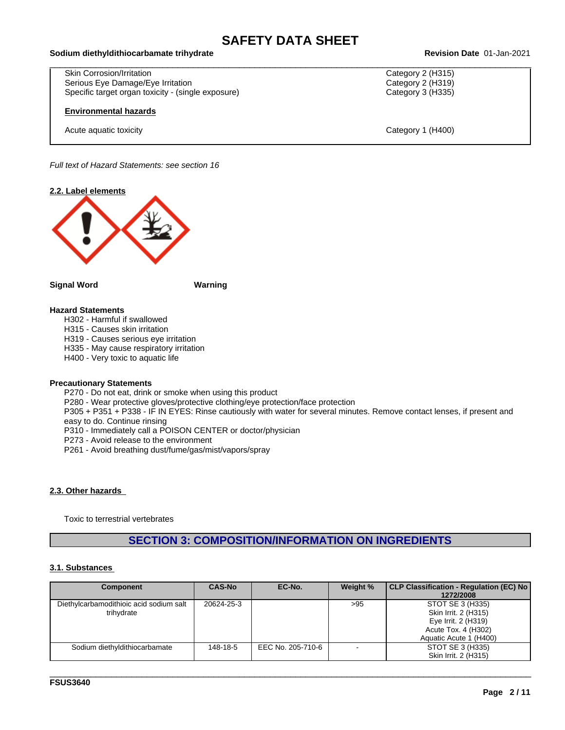| | |
|---|---|
| Skin Corrosion/Irritation | Category 2 (H315) |
| Serious Eye Damage/Eye Irritation | Category 2 (H319) |
| Specific target organ toxicity - (single exposure) | Category 3 (H335) |

**Environmental hazards**

| | |
|---|---|
| Acute aquatic toxicity | Category 1 (H400) |

*Full text of Hazard Statements: see section 16*

**2.2. Label elements**

**Signal Word** **Warning**

**Hazard Statements**

H302 - Harmful if swallowed
H315 - Causes skin irritation
H319 - Causes serious eye irritation
H335 - May cause respiratory irritation
H400 - Very toxic to aquatic life

**Precautionary Statements**

P270 - Do not eat, drink or smoke when using this product
P280 - Wear protective gloves/protective clothing/eye protection/face protection
P305 + P351 + P338 - IF IN EYES: Rinse cautiously with water for several minutes. Remove contact lenses, if present and easy to do. Continue rinsing
P310 - Immediately call a POISON CENTER or doctor/physician
P273 - Avoid release to the environment
P261 - Avoid breathing dust/fume/gas/mist/vapors/spray

**2.3. Other hazards**

Toxic to terrestrial vertebrates

## SECTION 3: COMPOSITION/INFORMATION ON INGREDIENTS

**3.1. Substances**

| Component | CAS-No | EC-No. | Weight % | CLP Classification - Regulation (EC) No 1272/2008 |
|---|---|---|---|---|
| Diethylcarbamodithioic acid sodium salt trihydrate | 20624-25-3 | | >95 | STOT SE 3 (H335)<br>Skin Irrit. 2 (H315)<br>Eye Irrit. 2 (H319)<br>Acute Tox. 4 (H302)<br>Aquatic Acute 1 (H400) |
| Sodium diethyldithiocarbamate | 148-18-5 | EEC No. 205-710-6 | - | STOT SE 3 (H335)<br>Skin Irrit. 2 (H315) |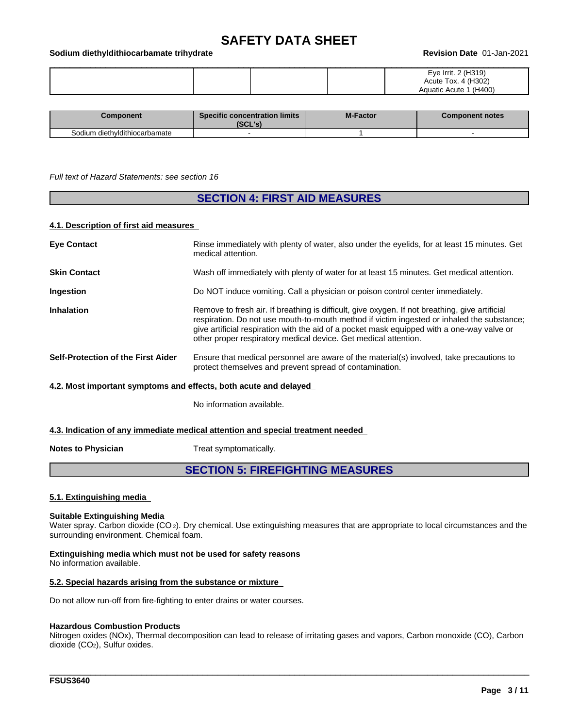| | | | | Eye Irrit. 2 (H319)<br>Acute Tox. 4 (H302)<br>Aquatic Acute 1 (H400) |
|---|---|---|---|---|

| Component | Specific concentration limits (SCL's) | M-Factor | Component notes |
|---|---|---|---|
| Sodium diethyldithiocarbamate | - | 1 | - |

*Full text of Hazard Statements: see section 16*

## SECTION 4: FIRST AID MEASURES

### 4.1. Description of first aid measures

**Eye Contact** — Rinse immediately with plenty of water, also under the eyelids, for at least 15 minutes. Get medical attention.

**Skin Contact** — Wash off immediately with plenty of water for at least 15 minutes. Get medical attention.

**Ingestion** — Do NOT induce vomiting. Call a physician or poison control center immediately.

**Inhalation** — Remove to fresh air. If breathing is difficult, give oxygen. If not breathing, give artificial respiration. Do not use mouth-to-mouth method if victim ingested or inhaled the substance; give artificial respiration with the aid of a pocket mask equipped with a one-way valve or other proper respiratory medical device. Get medical attention.

**Self-Protection of the First Aider** — Ensure that medical personnel are aware of the material(s) involved, take precautions to protect themselves and prevent spread of contamination.

### 4.2. Most important symptoms and effects, both acute and delayed

No information available.

### 4.3. Indication of any immediate medical attention and special treatment needed

**Notes to Physician** — Treat symptomatically.

## SECTION 5: FIREFIGHTING MEASURES

### 5.1. Extinguishing media

**Suitable Extinguishing Media**
Water spray. Carbon dioxide ($CO_2$). Dry chemical. Use extinguishing measures that are appropriate to local circumstances and the surrounding environment. Chemical foam.

**Extinguishing media which must not be used for safety reasons**
No information available.

### 5.2. Special hazards arising from the substance or mixture

Do not allow run-off from fire-fighting to enter drains or water courses.

**Hazardous Combustion Products**
Nitrogen oxides (NOx), Thermal decomposition can lead to release of irritating gases and vapors, Carbon monoxide (CO), Carbon dioxide ($CO_2$), Sulfur oxides.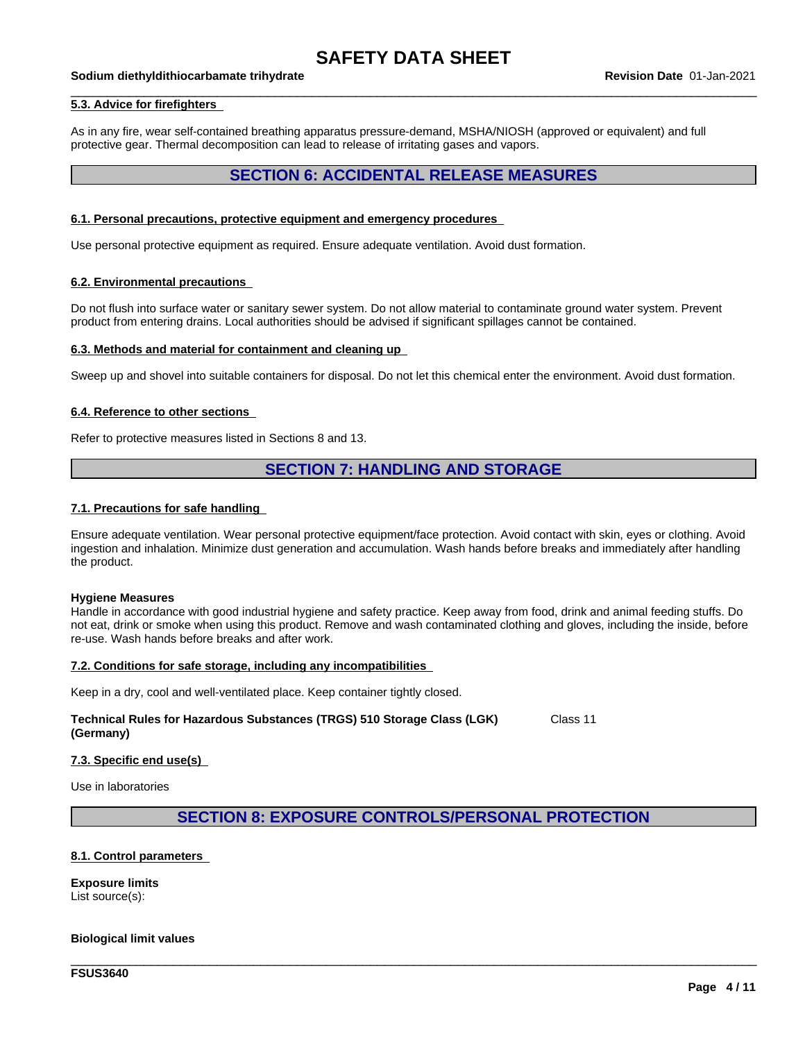#### 5.3. Advice for firefighters

As in any fire, wear self-contained breathing apparatus pressure-demand, MSHA/NIOSH (approved or equivalent) and full protective gear. Thermal decomposition can lead to release of irritating gases and vapors.

## SECTION 6: ACCIDENTAL RELEASE MEASURES

#### 6.1. Personal precautions, protective equipment and emergency procedures

Use personal protective equipment as required. Ensure adequate ventilation. Avoid dust formation.

#### 6.2. Environmental precautions

Do not flush into surface water or sanitary sewer system. Do not allow material to contaminate ground water system. Prevent product from entering drains. Local authorities should be advised if significant spillages cannot be contained.

#### 6.3. Methods and material for containment and cleaning up

Sweep up and shovel into suitable containers for disposal. Do not let this chemical enter the environment. Avoid dust formation.

#### 6.4. Reference to other sections

Refer to protective measures listed in Sections 8 and 13.

## SECTION 7: HANDLING AND STORAGE

#### 7.1. Precautions for safe handling

Ensure adequate ventilation. Wear personal protective equipment/face protection. Avoid contact with skin, eyes or clothing. Avoid ingestion and inhalation. Minimize dust generation and accumulation. Wash hands before breaks and immediately after handling the product.

**Hygiene Measures**
Handle in accordance with good industrial hygiene and safety practice. Keep away from food, drink and animal feeding stuffs. Do not eat, drink or smoke when using this product. Remove and wash contaminated clothing and gloves, including the inside, before re-use. Wash hands before breaks and after work.

#### 7.2. Conditions for safe storage, including any incompatibilities

Keep in a dry, cool and well-ventilated place. Keep container tightly closed.

**Technical Rules for Hazardous Substances (TRGS) 510 Storage Class (LGK) (Germany)** Class 11

#### 7.3. Specific end use(s)

Use in laboratories

## SECTION 8: EXPOSURE CONTROLS/PERSONAL PROTECTION

#### 8.1. Control parameters

**Exposure limits**
List source(s):

**Biological limit values**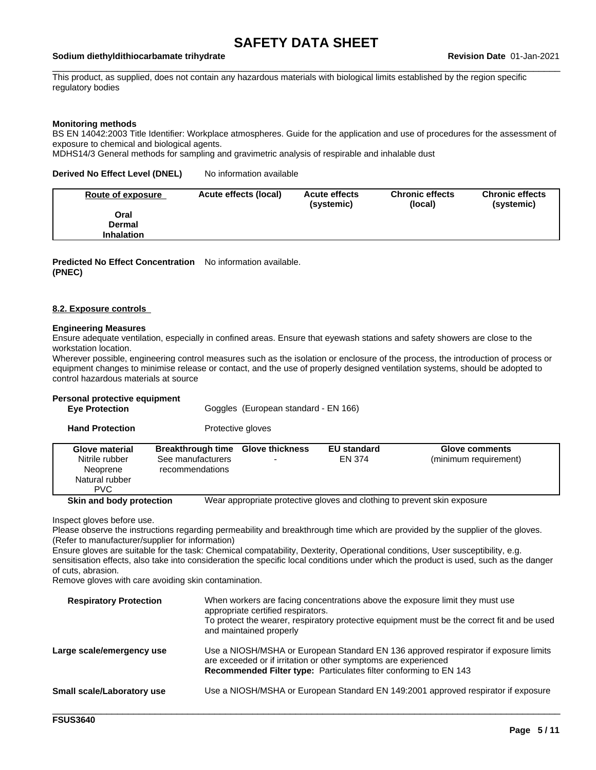This product, as supplied, does not contain any hazardous materials with biological limits established by the region specific regulatory bodies

**Monitoring methods**
BS EN 14042:2003 Title Identifier: Workplace atmospheres. Guide for the application and use of procedures for the assessment of exposure to chemical and biological agents.
MDHS14/3 General methods for sampling and gravimetric analysis of respirable and inhalable dust

**Derived No Effect Level (DNEL)** No information available

| Route of exposure | Acute effects (local) | Acute effects (systemic) | Chronic effects (local) | Chronic effects (systemic) |
|---|---|---|---|---|
| **Oral** | | | | |
| **Dermal** | | | | |
| **Inhalation** | | | | |

**Predicted No Effect Concentration (PNEC)** No information available.

### 8.2. Exposure controls

**Engineering Measures**
Ensure adequate ventilation, especially in confined areas. Ensure that eyewash stations and safety showers are close to the workstation location.
Wherever possible, engineering control measures such as the isolation or enclosure of the process, the introduction of process or equipment changes to minimise release or contact, and the use of properly designed ventilation systems, should be adopted to control hazardous materials at source

**Personal protective equipment**

**Eye Protection** Goggles (European standard - EN 166)

**Hand Protection** Protective gloves

| Glove material | Breakthrough time | Glove thickness | EU standard | Glove comments |
|---|---|---|---|---|
| Nitrile rubber<br>Neoprene<br>Natural rubber<br>PVC | See manufacturers recommendations | - | EN 374 | (minimum requirement) |

**Skin and body protection** Wear appropriate protective gloves and clothing to prevent skin exposure

Inspect gloves before use.
Please observe the instructions regarding permeability and breakthrough time which are provided by the supplier of the gloves. (Refer to manufacturer/supplier for information)
Ensure gloves are suitable for the task: Chemical compatability, Dexterity, Operational conditions, User susceptibility, e.g. sensitisation effects, also take into consideration the specific local conditions under which the product is used, such as the danger of cuts, abrasion.
Remove gloves with care avoiding skin contamination.

**Respiratory Protection** When workers are facing concentrations above the exposure limit they must use appropriate certified respirators.
To protect the wearer, respiratory protective equipment must be the correct fit and be used and maintained properly

**Large scale/emergency use** Use a NIOSH/MSHA or European Standard EN 136 approved respirator if exposure limits are exceeded or if irritation or other symptoms are experienced
**Recommended Filter type:** Particulates filter conforming to EN 143

**Small scale/Laboratory use** Use a NIOSH/MSHA or European Standard EN 149:2001 approved respirator if exposure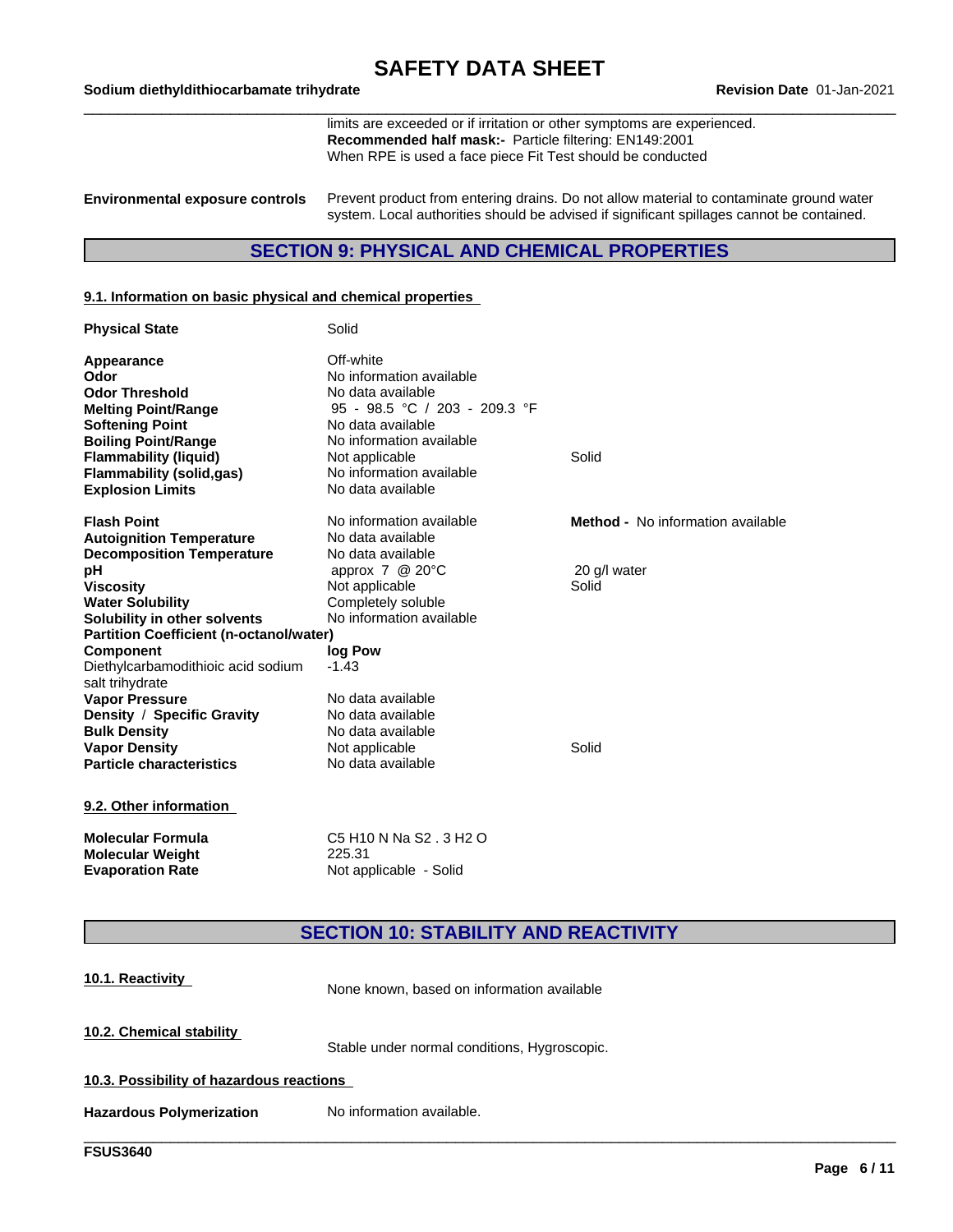limits are exceeded or if irritation or other symptoms are experienced.
**Recommended half mask:-** Particle filtering: EN149:2001
When RPE is used a face piece Fit Test should be conducted

**Environmental exposure controls** Prevent product from entering drains. Do not allow material to contaminate ground water system. Local authorities should be advised if significant spillages cannot be contained.

## SECTION 9: PHYSICAL AND CHEMICAL PROPERTIES

### 9.1. Information on basic physical and chemical properties

| | | |
|---|---|---|
| **Physical State** | Solid | |
| **Appearance** | Off-white | |
| **Odor** | No information available | |
| **Odor Threshold** | No data available | |
| **Melting Point/Range** | 95 - 98.5 °C / 203 - 209.3 °F | |
| **Softening Point** | No data available | |
| **Boiling Point/Range** | No information available | |
| **Flammability (liquid)** | Not applicable | Solid |
| **Flammability (solid,gas)** | No information available | |
| **Explosion Limits** | No data available | |
| **Flash Point** | No information available | **Method -** No information available |
| **Autoignition Temperature** | No data available | |
| **Decomposition Temperature** | No data available | |
| **pH** | approx 7 @ 20°C | 20 g/l water |
| **Viscosity** | Not applicable | Solid |
| **Water Solubility** | Completely soluble | |
| **Solubility in other solvents** | No information available | |

**Partition Coefficient (n-octanol/water)**

| **Component** | **log Pow** |
|---|---|
| Diethylcarbamodithioic acid sodium salt trihydrate | -1.43 |

| | | |
|---|---|---|
| **Vapor Pressure** | No data available | |
| **Density / Specific Gravity** | No data available | |
| **Bulk Density** | No data available | |
| **Vapor Density** | Not applicable | Solid |
| **Particle characteristics** | No data available | |

### 9.2. Other information

| | |
|---|---|
| **Molecular Formula** | C5 H10 N Na S2 . 3 H2 O |
| **Molecular Weight** | 225.31 |
| **Evaporation Rate** | Not applicable - Solid |

## SECTION 10: STABILITY AND REACTIVITY

### 10.1. Reactivity

None known, based on information available

### 10.2. Chemical stability

Stable under normal conditions, Hygroscopic.

### 10.3. Possibility of hazardous reactions

**Hazardous Polymerization** No information available.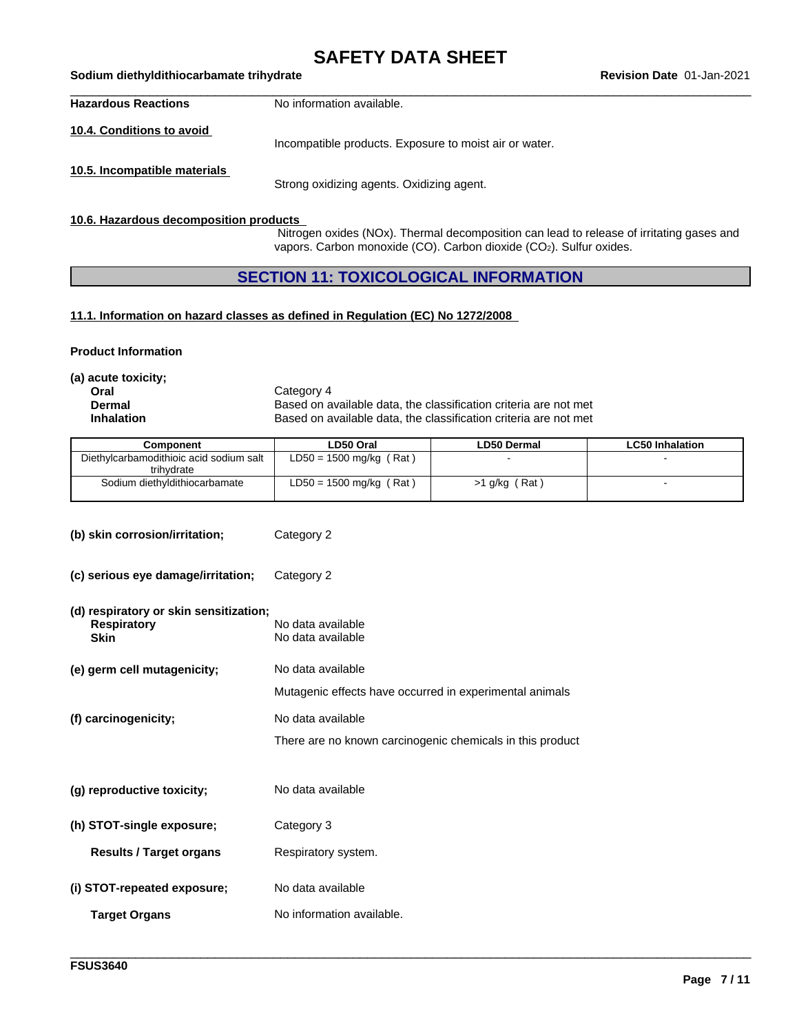**Hazardous Reactions** No information available.

**10.4. Conditions to avoid**

Incompatible products. Exposure to moist air or water.

**10.5. Incompatible materials**

Strong oxidizing agents. Oxidizing agent.

**10.6. Hazardous decomposition products**

Nitrogen oxides (NOx). Thermal decomposition can lead to release of irritating gases and vapors. Carbon monoxide (CO). Carbon dioxide ($CO_2$). Sulfur oxides.

## SECTION 11: TOXICOLOGICAL INFORMATION

**11.1. Information on hazard classes as defined in Regulation (EC) No 1272/2008**

**Product Information**

**(a) acute toxicity;**

**Oral** Category 4

**Dermal** Based on available data, the classification criteria are not met

**Inhalation** Based on available data, the classification criteria are not met

| Component | LD50 Oral | LD50 Dermal | LC50 Inhalation |
|---|---|---|---|
| Diethylcarbamodithioic acid sodium salt trihydrate | LD50 = 1500 mg/kg ( Rat ) | - | - |
| Sodium diethyldithiocarbamate | LD50 = 1500 mg/kg ( Rat ) | >1 g/kg ( Rat ) | - |

**(b) skin corrosion/irritation;** Category 2

**(c) serious eye damage/irritation;** Category 2

**(d) respiratory or skin sensitization;**

**Respiratory** No data available

**Skin** No data available

**(e) germ cell mutagenicity;** No data available

Mutagenic effects have occurred in experimental animals

**(f) carcinogenicity;** No data available

There are no known carcinogenic chemicals in this product

**(g) reproductive toxicity;** No data available

**(h) STOT-single exposure;** Category 3

**Results / Target organs** Respiratory system.

**(i) STOT-repeated exposure;** No data available

**Target Organs** No information available.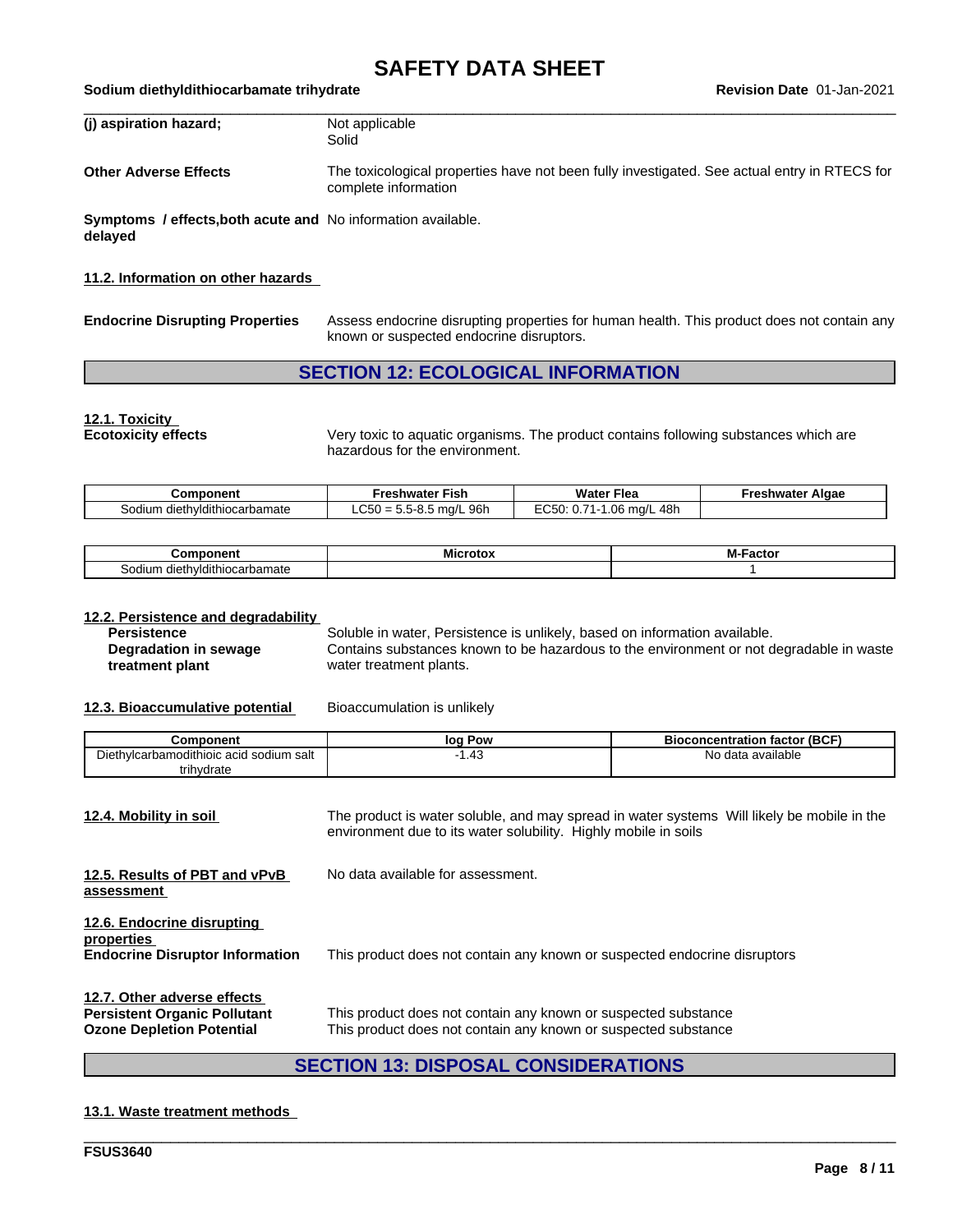**(j) aspiration hazard;** Not applicable
Solid

**Other Adverse Effects** The toxicological properties have not been fully investigated. See actual entry in RTECS for complete information

**Symptoms / effects,both acute and delayed** No information available.

### 11.2. Information on other hazards

**Endocrine Disrupting Properties** Assess endocrine disrupting properties for human health. This product does not contain any known or suspected endocrine disruptors.

## SECTION 12: ECOLOGICAL INFORMATION

### 12.1. Toxicity

**Ecotoxicity effects** Very toxic to aquatic organisms. The product contains following substances which are hazardous for the environment.

| Component | Freshwater Fish | Water Flea | Freshwater Algae |
|---|---|---|---|
| Sodium diethyldithiocarbamate | LC50 = 5.5-8.5 mg/L 96h | EC50: 0.71-1.06 mg/L 48h | |

| Component | Microtox | M-Factor |
|---|---|---|
| Sodium diethyldithiocarbamate | | 1 |

### 12.2. Persistence and degradability

**Persistence** Soluble in water, Persistence is unlikely, based on information available.
**Degradation in sewage treatment plant** Contains substances known to be hazardous to the environment or not degradable in waste water treatment plants.

### 12.3. Bioaccumulative potential

Bioaccumulation is unlikely

| Component | log Pow | Bioconcentration factor (BCF) |
|---|---|---|
| Diethylcarbamodithioic acid sodium salt trihydrate | -1.43 | No data available |

### 12.4. Mobility in soil

The product is water soluble, and may spread in water systems Will likely be mobile in the environment due to its water solubility. Highly mobile in soils

### 12.5. Results of PBT and vPvB assessment

No data available for assessment.

### 12.6. Endocrine disrupting properties

**Endocrine Disruptor Information** This product does not contain any known or suspected endocrine disruptors

### 12.7. Other adverse effects

**Persistent Organic Pollutant** This product does not contain any known or suspected substance
**Ozone Depletion Potential** This product does not contain any known or suspected substance

## SECTION 13: DISPOSAL CONSIDERATIONS

### 13.1. Waste treatment methods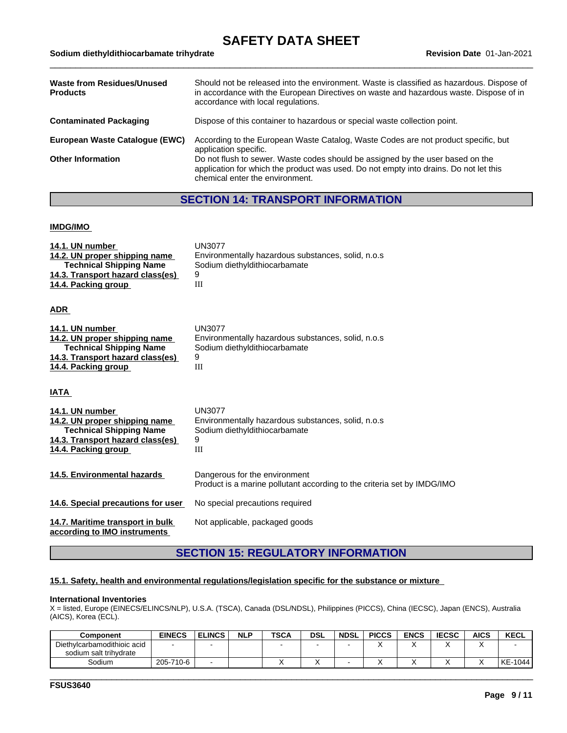| | |
|---|---|
| **Waste from Residues/Unused Products** | Should not be released into the environment. Waste is classified as hazardous. Dispose of in accordance with the European Directives on waste and hazardous waste. Dispose of in accordance with local regulations. |
| **Contaminated Packaging** | Dispose of this container to hazardous or special waste collection point. |
| **European Waste Catalogue (EWC)** | According to the European Waste Catalog, Waste Codes are not product specific, but application specific. |
| **Other Information** | Do not flush to sewer. Waste codes should be assigned by the user based on the application for which the product was used. Do not empty into drains. Do not let this chemical enter the environment. |

## SECTION 14: TRANSPORT INFORMATION

### IMDG/IMO

| | |
|---|---|
| **14.1. UN number** | UN3077 |
| **14.2. UN proper shipping name** | Environmentally hazardous substances, solid, n.o.s |
| **Technical Shipping Name** | Sodium diethyldithiocarbamate |
| **14.3. Transport hazard class(es)** | 9 |
| **14.4. Packing group** | III |

### ADR

| | |
|---|---|
| **14.1. UN number** | UN3077 |
| **14.2. UN proper shipping name** | Environmentally hazardous substances, solid, n.o.s |
| **Technical Shipping Name** | Sodium diethyldithiocarbamate |
| **14.3. Transport hazard class(es)** | 9 |
| **14.4. Packing group** | III |

### IATA

| | |
|---|---|
| **14.1. UN number** | UN3077 |
| **14.2. UN proper shipping name** | Environmentally hazardous substances, solid, n.o.s |
| **Technical Shipping Name** | Sodium diethyldithiocarbamate |
| **14.3. Transport hazard class(es)** | 9 |
| **14.4. Packing group** | III |

| | |
|---|---|
| **14.5. Environmental hazards** | Dangerous for the environment<br>Product is a marine pollutant according to the criteria set by IMDG/IMO |
| **14.6. Special precautions for user** | No special precautions required |
| **14.7. Maritime transport in bulk according to IMO instruments** | Not applicable, packaged goods |

## SECTION 15: REGULATORY INFORMATION

### 15.1. Safety, health and environmental regulations/legislation specific for the substance or mixture

**International Inventories**

X = listed, Europe (EINECS/ELINCS/NLP), U.S.A. (TSCA), Canada (DSL/NDSL), Philippines (PICCS), China (IECSC), Japan (ENCS), Australia (AICS), Korea (ECL).

| Component | EINECS | ELINCS | NLP | TSCA | DSL | NDSL | PICCS | ENCS | IECSC | AICS | KECL |
|---|---|---|---|---|---|---|---|---|---|---|---|
| Diethylcarbamodithioic acid sodium salt trihydrate | - | - | | - | - | - | X | X | X | X | - |
| Sodium | 205-710-6 | - | | X | X | - | X | X | X | X | KE-1044 |

FSUS3640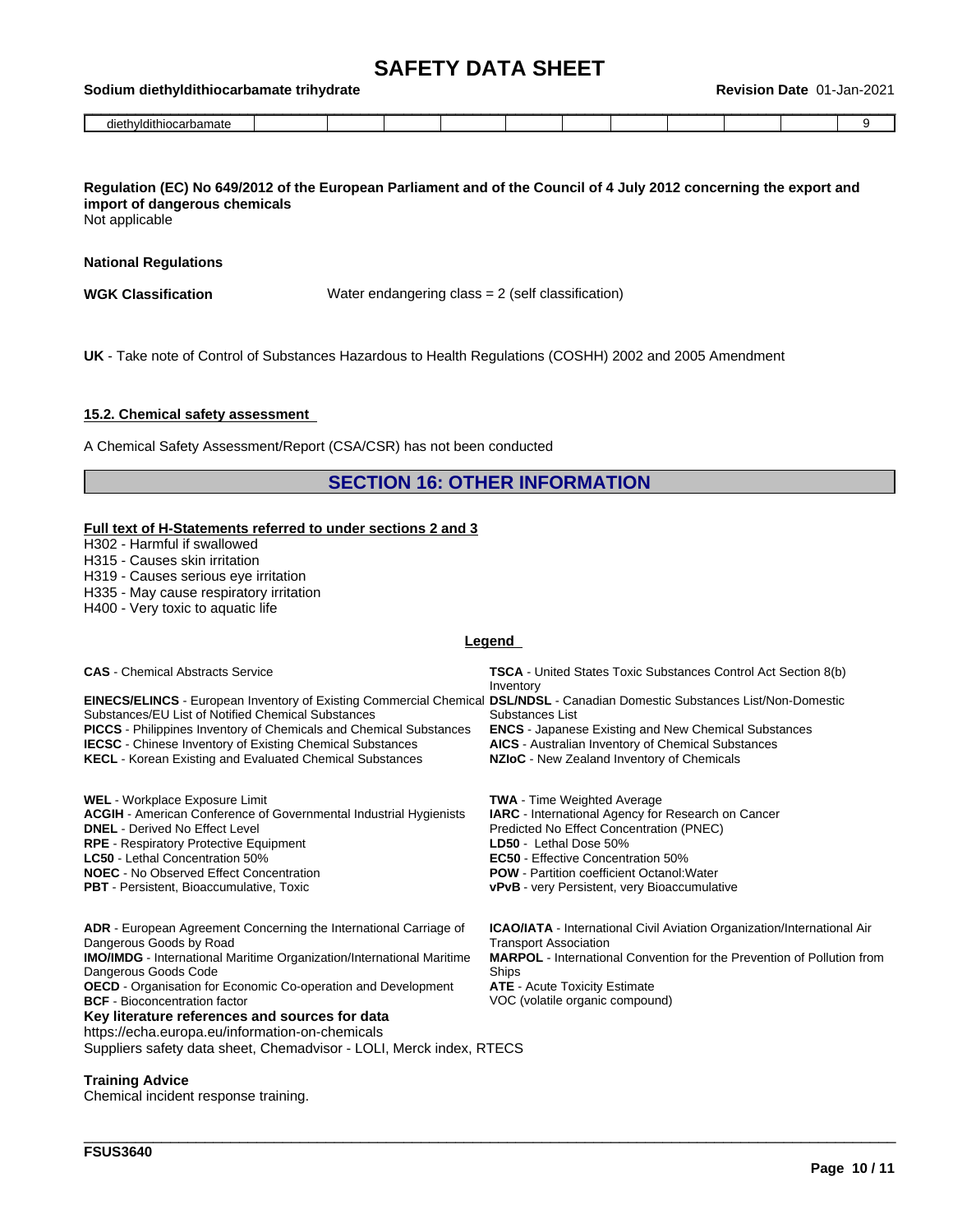| diethyldithiocarbamate | | | | | | | | | | | 9 |
|---|---|---|---|---|---|---|---|---|---|---|---|

**Regulation (EC) No 649/2012 of the European Parliament and of the Council of 4 July 2012 concerning the export and import of dangerous chemicals**
Not applicable

**National Regulations**

**WGK Classification** Water endangering class = 2 (self classification)

**UK** - Take note of Control of Substances Hazardous to Health Regulations (COSHH) 2002 and 2005 Amendment

### 15.2. Chemical safety assessment

A Chemical Safety Assessment/Report (CSA/CSR) has not been conducted

## SECTION 16: OTHER INFORMATION

### Full text of H-Statements referred to under sections 2 and 3

H302 - Harmful if swallowed
H315 - Causes skin irritation
H319 - Causes serious eye irritation
H335 - May cause respiratory irritation
H400 - Very toxic to aquatic life

### Legend

**CAS** - Chemical Abstracts Service
**TSCA** - United States Toxic Substances Control Act Section 8(b) Inventory
**EINECS/ELINCS** - European Inventory of Existing Commercial Chemical Substances/EU List of Notified Chemical Substances
**DSL/NDSL** - Canadian Domestic Substances List/Non-Domestic Substances List
**PICCS** - Philippines Inventory of Chemicals and Chemical Substances
**ENCS** - Japanese Existing and New Chemical Substances
**IECSC** - Chinese Inventory of Existing Chemical Substances
**AICS** - Australian Inventory of Chemical Substances
**KECL** - Korean Existing and Evaluated Chemical Substances
**NZIoC** - New Zealand Inventory of Chemicals

**WEL** - Workplace Exposure Limit
**TWA** - Time Weighted Average
**ACGIH** - American Conference of Governmental Industrial Hygienists
**IARC** - International Agency for Research on Cancer
**DNEL** - Derived No Effect Level
Predicted No Effect Concentration (PNEC)
**RPE** - Respiratory Protective Equipment
**LD50** - Lethal Dose 50%
**LC50** - Lethal Concentration 50%
**EC50** - Effective Concentration 50%
**NOEC** - No Observed Effect Concentration
**POW** - Partition coefficient Octanol:Water
**PBT** - Persistent, Bioaccumulative, Toxic
**vPvB** - very Persistent, very Bioaccumulative

**ADR** - European Agreement Concerning the International Carriage of Dangerous Goods by Road
**ICAO/IATA** - International Civil Aviation Organization/International Air Transport Association
**IMO/IMDG** - International Maritime Organization/International Maritime Dangerous Goods Code
**MARPOL** - International Convention for the Prevention of Pollution from Ships
**OECD** - Organisation for Economic Co-operation and Development
**ATE** - Acute Toxicity Estimate
**BCF** - Bioconcentration factor
VOC (volatile organic compound)

**Key literature references and sources for data**
https://echa.europa.eu/information-on-chemicals
Suppliers safety data sheet, Chemadvisor - LOLI, Merck index, RTECS

**Training Advice**
Chemical incident response training.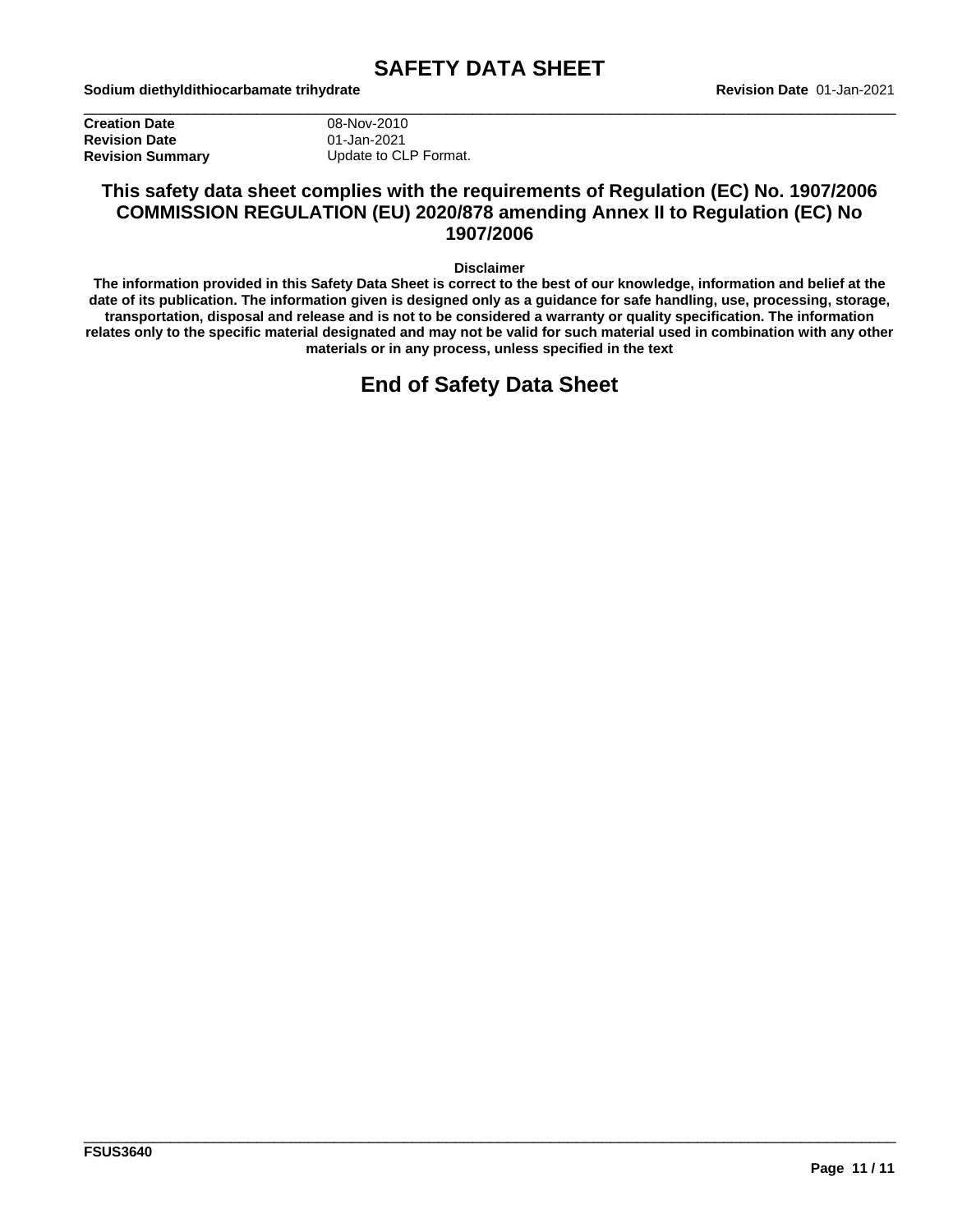| | |
|---|---|
| **Creation Date** | 08-Nov-2010 |
| **Revision Date** | 01-Jan-2021 |
| **Revision Summary** | Update to CLP Format. |

## This safety data sheet complies with the requirements of Regulation (EC) No. 1907/2006 COMMISSION REGULATION (EU) 2020/878 amending Annex II to Regulation (EC) No 1907/2006

**Disclaimer**

**The information provided in this Safety Data Sheet is correct to the best of our knowledge, information and belief at the date of its publication. The information given is designed only as a guidance for safe handling, use, processing, storage, transportation, disposal and release and is not to be considered a warranty or quality specification. The information relates only to the specific material designated and may not be valid for such material used in combination with any other materials or in any process, unless specified in the text**

## End of Safety Data Sheet